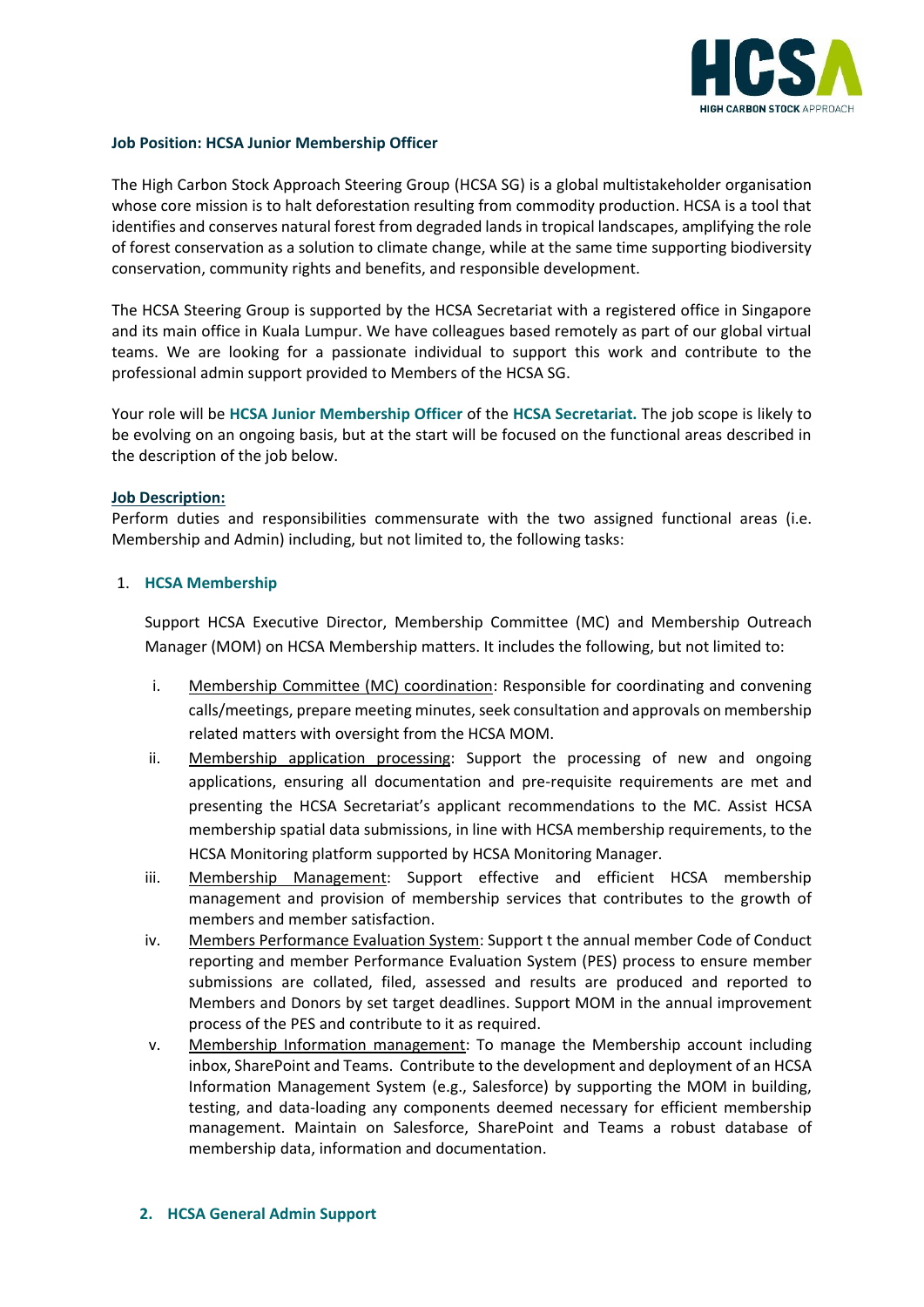**Job Position: HCSA Junior Membership Officer**

The High Carbon Stock Approach Steering Group (HCSA SG) is a global multistakeholder organisation whose core mission is to halt deforestation resulting from commodity production. HCSA is a tool that identifies and conserves natural forest from degraded lands in tropical landscapes, amplifying the role of forest conservation as a solution to climate change, while at the same time supporting biodiversity conservation, community rights and benefits, and responsible development.

The HCSA Steering Group is supported by the HCSA Secretariat with a registered office in Singapore and its main office in Kuala Lumpur. We have colleagues based remotely as part of our global virtual teams. We are looking for a passionate individual to support this work and contribute to the professional admin support provided to Members of the HCSA SG.

Your role will be **HCSA Junior Membership Officer** of the **HCSA Secretariat.** The job scope is likely to be evolving on an ongoing basis, but at the start will be focused on the functional areas described in the description of the job below.

**Job Description:**

Perform duties and responsibilities commensurate with the two assigned functional areas (i.e. Membership and Admin) including, but not limited to, the following tasks:

1. **HCSA Membership**

   Support HCSA Executive Director, Membership Committee (MC) and Membership Outreach Manager (MOM) on HCSA Membership matters. It includes the following, but not limited to:

   i. Membership Committee (MC) coordination: Responsible for coordinating and convening calls/meetings, prepare meeting minutes, seek consultation and approvals on membership related matters with oversight from the HCSA MOM.

   ii. Membership application processing: Support the processing of new and ongoing applications, ensuring all documentation and pre-requisite requirements are met and presenting the HCSA Secretariat's applicant recommendations to the MC. Assist HCSA membership spatial data submissions, in line with HCSA membership requirements, to the HCSA Monitoring platform supported by HCSA Monitoring Manager.

   iii. Membership Management: Support effective and efficient HCSA membership management and provision of membership services that contributes to the growth of members and member satisfaction.

   iv. Members Performance Evaluation System: Support t the annual member Code of Conduct reporting and member Performance Evaluation System (PES) process to ensure member submissions are collated, filed, assessed and results are produced and reported to Members and Donors by set target deadlines. Support MOM in the annual improvement process of the PES and contribute to it as required.

   v. Membership Information management: To manage the Membership account including inbox, SharePoint and Teams. Contribute to the development and deployment of an HCSA Information Management System (e.g., Salesforce) by supporting the MOM in building, testing, and data-loading any components deemed necessary for efficient membership management. Maintain on Salesforce, SharePoint and Teams a robust database of membership data, information and documentation.

2. **HCSA General Admin Support**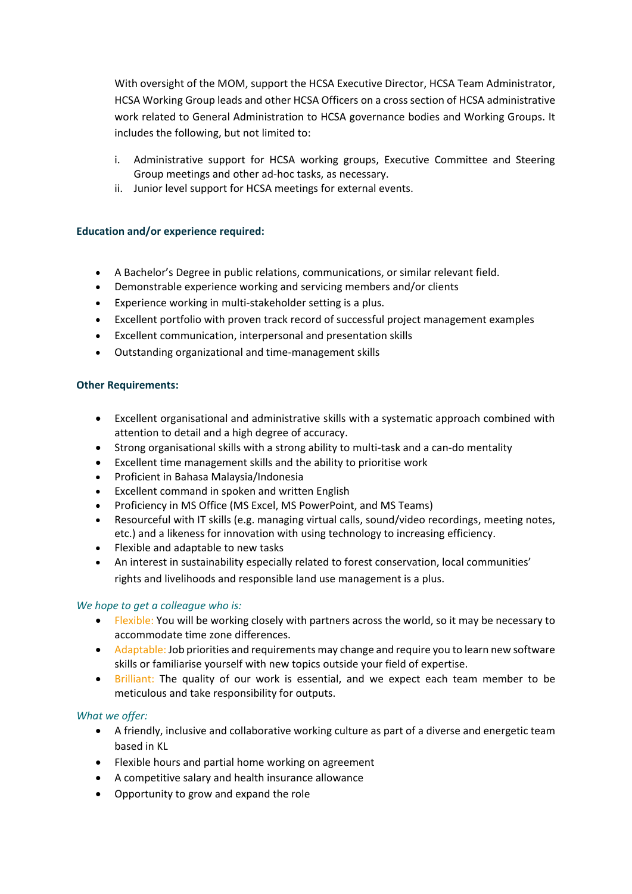With oversight of the MOM, support the HCSA Executive Director, HCSA Team Administrator, HCSA Working Group leads and other HCSA Officers on a cross section of HCSA administrative work related to General Administration to HCSA governance bodies and Working Groups. It includes the following, but not limited to:

i. Administrative support for HCSA working groups, Executive Committee and Steering Group meetings and other ad-hoc tasks, as necessary.
ii. Junior level support for HCSA meetings for external events.

**Education and/or experience required:**

- A Bachelor's Degree in public relations, communications, or similar relevant field.
- Demonstrable experience working and servicing members and/or clients
- Experience working in multi-stakeholder setting is a plus.
- Excellent portfolio with proven track record of successful project management examples
- Excellent communication, interpersonal and presentation skills
- Outstanding organizational and time-management skills

**Other Requirements:**

- Excellent organisational and administrative skills with a systematic approach combined with attention to detail and a high degree of accuracy.
- Strong organisational skills with a strong ability to multi-task and a can-do mentality
- Excellent time management skills and the ability to prioritise work
- Proficient in Bahasa Malaysia/Indonesia
- Excellent command in spoken and written English
- Proficiency in MS Office (MS Excel, MS PowerPoint, and MS Teams)
- Resourceful with IT skills (e.g. managing virtual calls, sound/video recordings, meeting notes, etc.) and a likeness for innovation with using technology to increasing efficiency.
- Flexible and adaptable to new tasks
- An interest in sustainability especially related to forest conservation, local communities' rights and livelihoods and responsible land use management is a plus.

*We hope to get a colleague who is:*

- Flexible: You will be working closely with partners across the world, so it may be necessary to accommodate time zone differences.
- Adaptable: Job priorities and requirements may change and require you to learn new software skills or familiarise yourself with new topics outside your field of expertise.
- Brilliant: The quality of our work is essential, and we expect each team member to be meticulous and take responsibility for outputs.

*What we offer:*

- A friendly, inclusive and collaborative working culture as part of a diverse and energetic team based in KL
- Flexible hours and partial home working on agreement
- A competitive salary and health insurance allowance
- Opportunity to grow and expand the role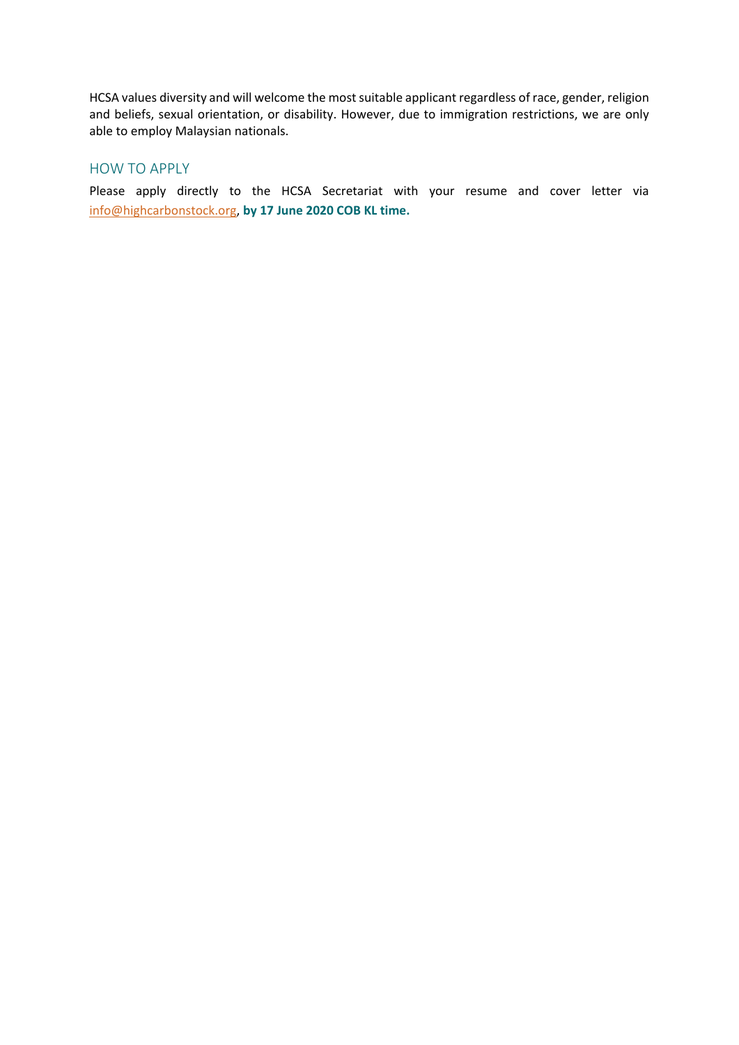HCSA values diversity and will welcome the most suitable applicant regardless of race, gender, religion and beliefs, sexual orientation, or disability. However, due to immigration restrictions, we are only able to employ Malaysian nationals.

## HOW TO APPLY

Please apply directly to the HCSA Secretariat with your resume and cover letter via info@highcarbonstock.org, **by 17 June 2020 COB KL time.**